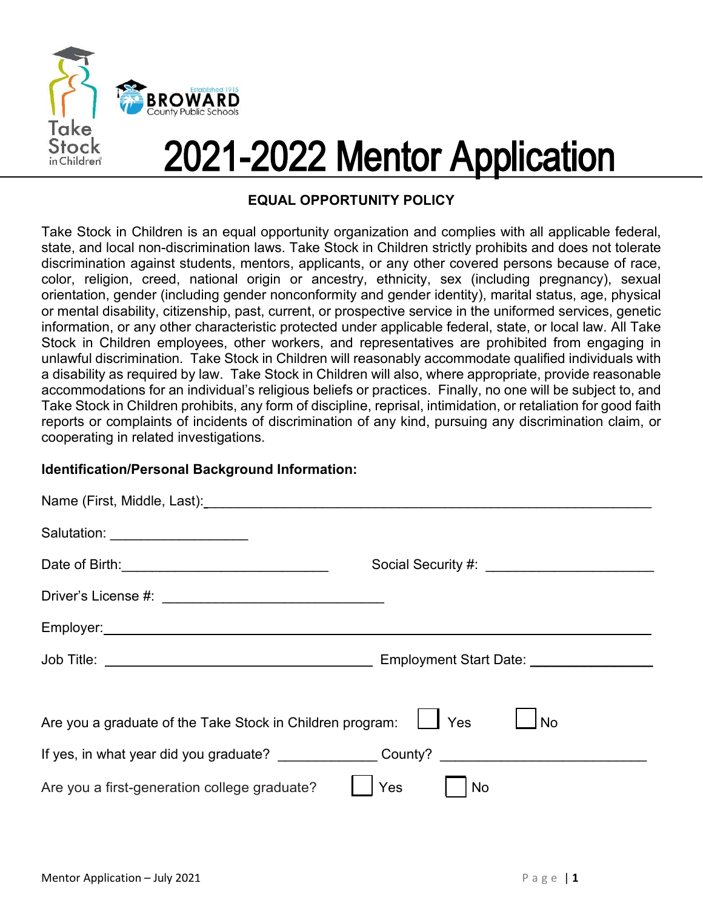Take Stock in Children

BROWARD County Public Schools — Established 1915

# 2021-2022 Mentor Application

## EQUAL OPPORTUNITY POLICY

Take Stock in Children is an equal opportunity organization and complies with all applicable federal, state, and local non-discrimination laws. Take Stock in Children strictly prohibits and does not tolerate discrimination against students, mentors, applicants, or any other covered persons because of race, color, religion, creed, national origin or ancestry, ethnicity, sex (including pregnancy), sexual orientation, gender (including gender nonconformity and gender identity), marital status, age, physical or mental disability, citizenship, past, current, or prospective service in the uniformed services, genetic information, or any other characteristic protected under applicable federal, state, or local law. All Take Stock in Children employees, other workers, and representatives are prohibited from engaging in unlawful discrimination. Take Stock in Children will reasonably accommodate qualified individuals with a disability as required by law. Take Stock in Children will also, where appropriate, provide reasonable accommodations for an individual's religious beliefs or practices. Finally, no one will be subject to, and Take Stock in Children prohibits, any form of discipline, reprisal, intimidation, or retaliation for good faith reports or complaints of incidents of discrimination of any kind, pursuing any discrimination claim, or cooperating in related investigations.

**Identification/Personal Background Information:**

Name (First, Middle, Last):______________________________________________________________

Salutation: __________________

Date of Birth:___________________________ Social Security #: ______________________

Driver's License #: ______________________________

Employer:______________________________________________________________________

Job Title: ____________________________________ Employment Start Date: ________________

Are you a graduate of the Take Stock in Children program: ☐ Yes ☐ No

If yes, in what year did you graduate? _____________ County? ___________________________

Are you a first-generation college graduate? ☐ Yes ☐ No

Mentor Application – July 2021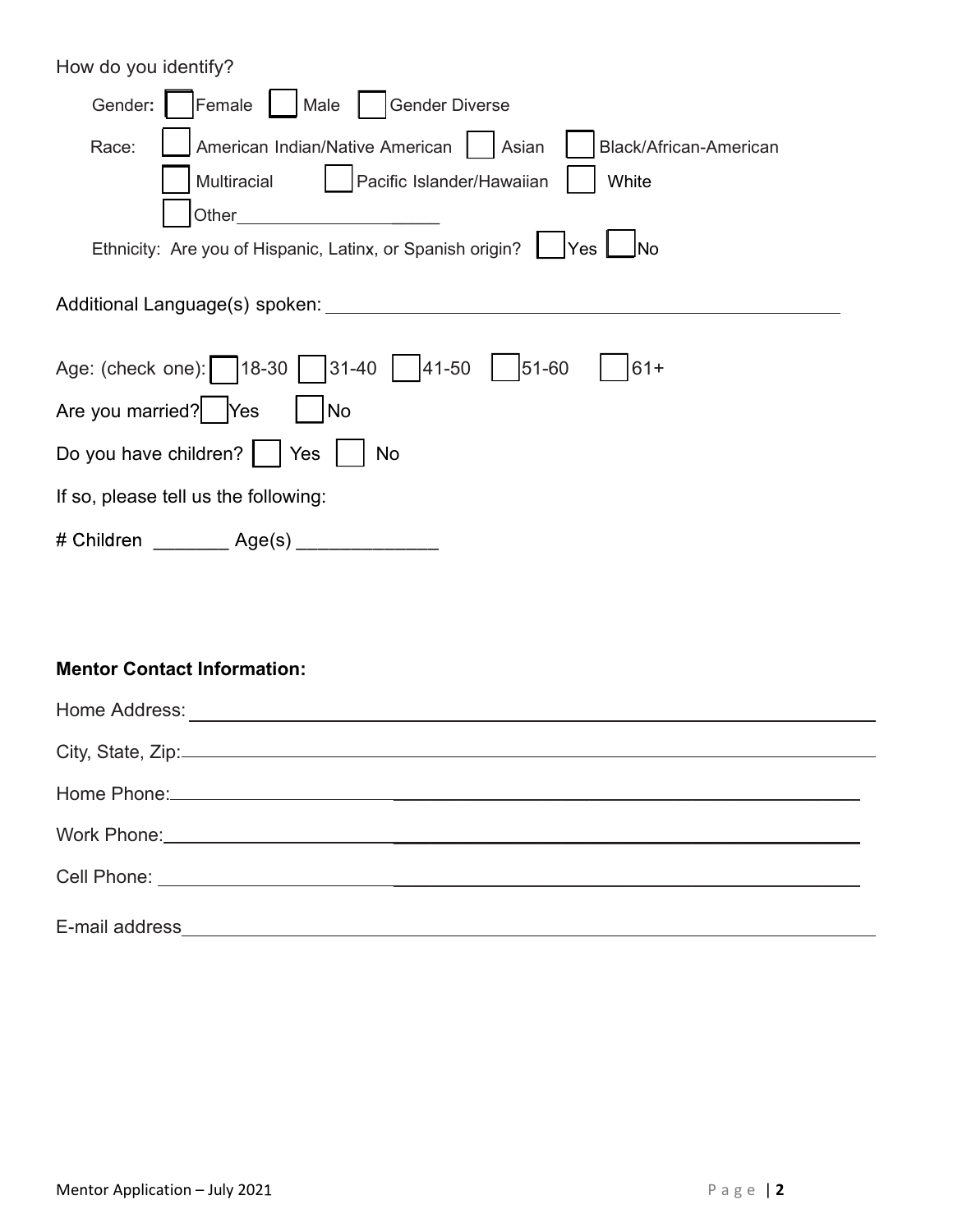How do you identify?

Gender: ☐ Female ☐ Male ☐ Gender Diverse

Race: ☐ American Indian/Native American ☐ Asian ☐ Black/African-American
☐ Multiracial ☐ Pacific Islander/Hawaiian ☐ White
☐ Other_________________________

Ethnicity: Are you of Hispanic, Latinx, or Spanish origin? ☐ Yes ☐ No

Additional Language(s) spoken: ____________________________________________

Age: (check one): ☐ 18-30 ☐ 31-40 ☐ 41-50 ☐ 51-60 ☐ 61+

Are you married? ☐ Yes ☐ No

Do you have children? ☐ Yes ☐ No

If so, please tell us the following:

# Children _______ Age(s) _____________

**Mentor Contact Information:**

Home Address: ____________________________________________

City, State, Zip: ____________________________________________

Home Phone: ____________________________________________

Work Phone: ____________________________________________

Cell Phone: ____________________________________________

E-mail address ____________________________________________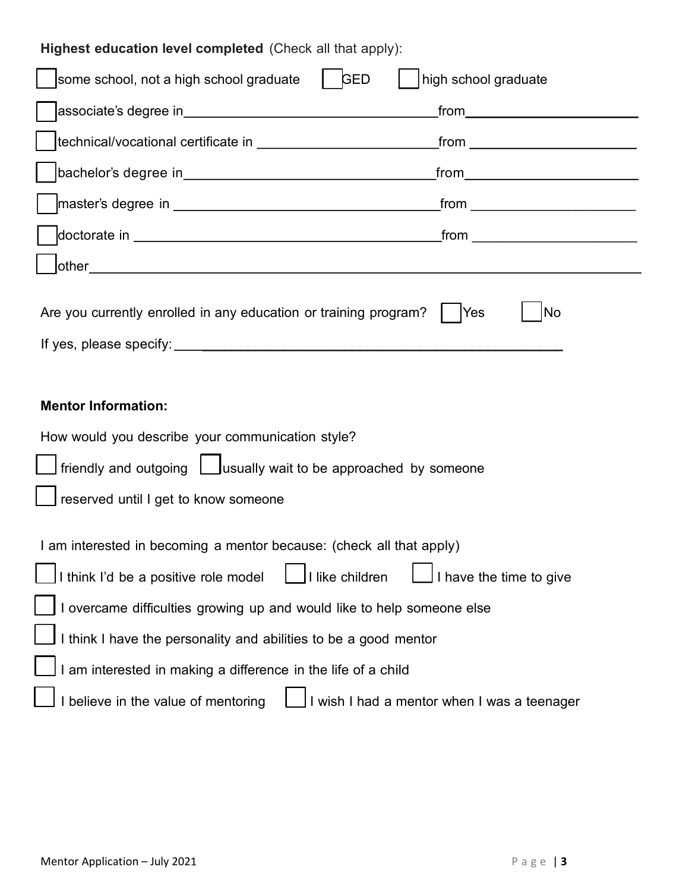**Highest education level completed** (Check all that apply):

☐ some school, not a high school graduate ☐ GED ☐ high school graduate

☐ associate's degree in\_\_\_\_\_\_\_\_\_\_\_\_\_\_\_\_\_\_\_\_\_\_\_\_\_\_\_\_\_\_\_\_\_\_from\_\_\_\_\_\_\_\_\_\_\_\_\_\_\_\_\_\_\_\_\_\_\_\_

☐ technical/vocational certificate in \_\_\_\_\_\_\_\_\_\_\_\_\_\_\_\_\_\_\_\_\_\_\_\_from \_\_\_\_\_\_\_\_\_\_\_\_\_\_\_\_\_\_\_\_\_\_\_

☐ bachelor's degree in\_\_\_\_\_\_\_\_\_\_\_\_\_\_\_\_\_\_\_\_\_\_\_\_\_\_\_\_\_\_\_\_\_\_from\_\_\_\_\_\_\_\_\_\_\_\_\_\_\_\_\_\_\_\_\_\_\_\_

☐ master's degree in \_\_\_\_\_\_\_\_\_\_\_\_\_\_\_\_\_\_\_\_\_\_\_\_\_\_\_\_\_\_\_\_\_\_\_from \_\_\_\_\_\_\_\_\_\_\_\_\_\_\_\_\_\_\_\_\_\_

☐ doctorate in \_\_\_\_\_\_\_\_\_\_\_\_\_\_\_\_\_\_\_\_\_\_\_\_\_\_\_\_\_\_\_\_\_\_\_\_\_\_\_\_from \_\_\_\_\_\_\_\_\_\_\_\_\_\_\_\_\_\_\_\_\_\_

☐ other\_\_\_\_\_\_\_\_\_\_\_\_\_\_\_\_\_\_\_\_\_\_\_\_\_\_\_\_\_\_\_\_\_\_\_\_\_\_\_\_\_\_\_\_\_\_\_\_\_\_\_\_\_\_\_\_\_\_\_\_\_\_\_\_\_\_\_\_\_\_\_\_\_\_\_\_

Are you currently enrolled in any education or training program? ☐ Yes ☐ No

If yes, please specify: \_\_\_\_\_\_\_\_\_\_\_\_\_\_\_\_\_\_\_\_\_\_\_\_\_\_\_\_\_\_\_\_\_\_\_\_\_\_\_\_\_\_\_\_\_\_\_\_\_\_\_\_\_\_

**Mentor Information:**

How would you describe your communication style?

☐ friendly and outgoing ☐ usually wait to be approached by someone

☐ reserved until I get to know someone

I am interested in becoming a mentor because: (check all that apply)

☐ I think I'd be a positive role model ☐ I like children ☐ I have the time to give

☐ I overcame difficulties growing up and would like to help someone else

☐ I think I have the personality and abilities to be a good mentor

☐ I am interested in making a difference in the life of a child

☐ I believe in the value of mentoring ☐ I wish I had a mentor when I was a teenager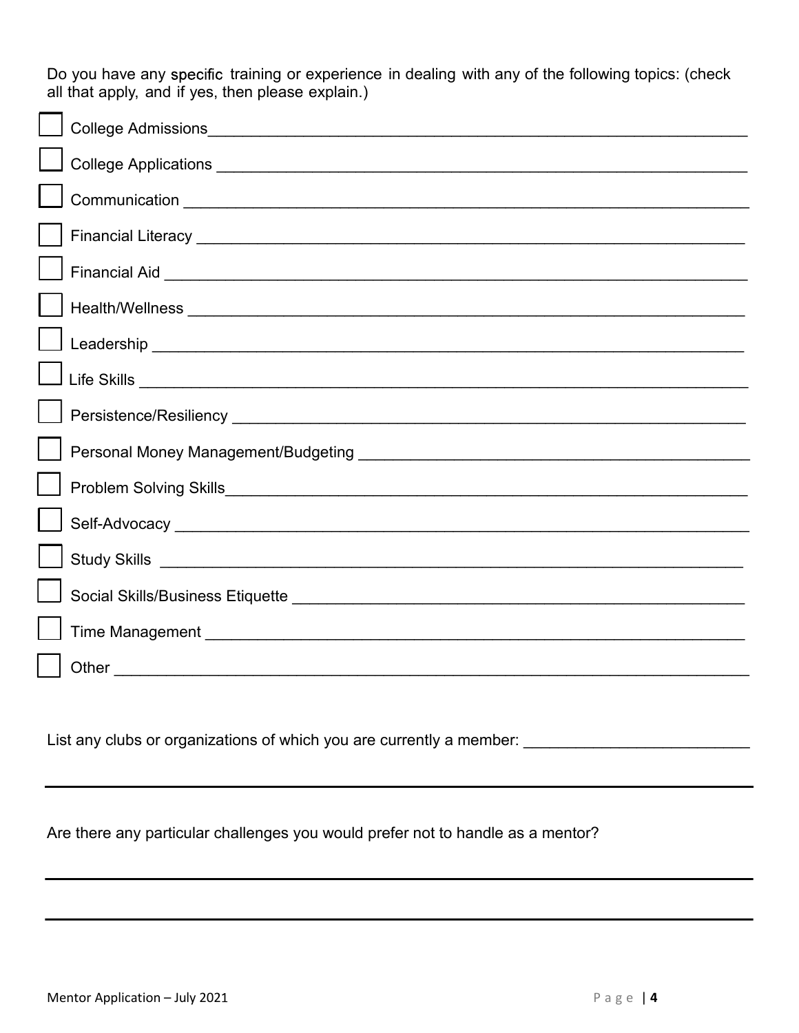Do you have any specific training or experience in dealing with any of the following topics: (check all that apply, and if yes, then please explain.)

- [ ] College Admissions_______________________________________________
- [ ] College Applications ______________________________________________
- [ ] Communication _________________________________________________
- [ ] Financial Literacy _______________________________________________
- [ ] Financial Aid ___________________________________________________
- [ ] Health/Wellness ________________________________________________
- [ ] Leadership _____________________________________________________
- [ ] Life Skills ______________________________________________________
- [ ] Persistence/Resiliency ____________________________________________
- [ ] Personal Money Management/Budgeting ____________________________
- [ ] Problem Solving Skills_____________________________________________
- [ ] Self-Advocacy __________________________________________________
- [ ] Study Skills ____________________________________________________
- [ ] Social Skills/Business Etiquette ____________________________________
- [ ] Time Management _______________________________________________
- [ ] Other _________________________________________________________

List any clubs or organizations of which you are currently a member: ____________________

______________________________________________________________________

Are there any particular challenges you would prefer not to handle as a mentor?

______________________________________________________________________

______________________________________________________________________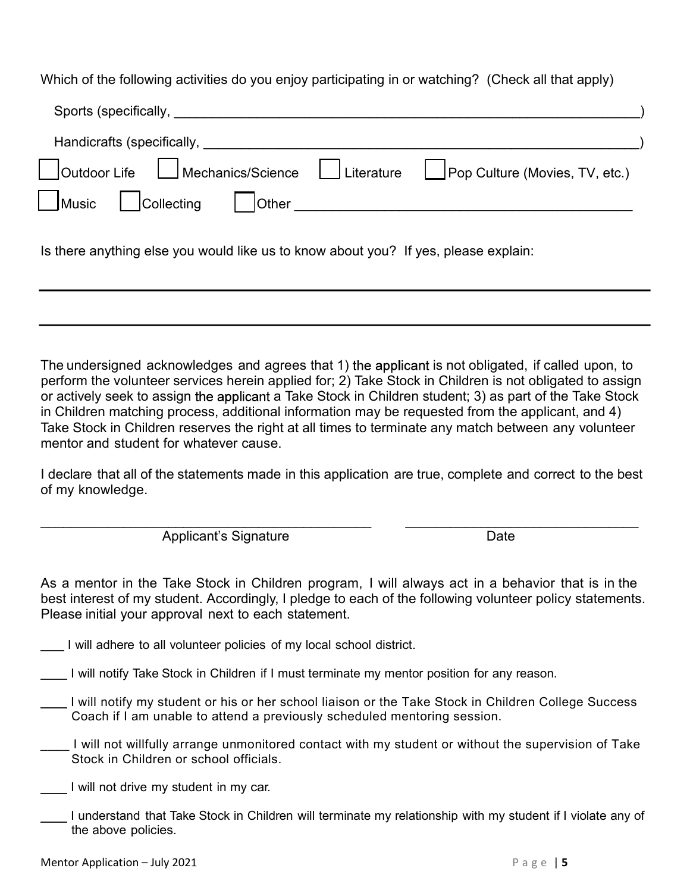Which of the following activities do you enjoy participating in or watching? (Check all that apply)

Sports (specifically, ________________________________________________________________)

Handicrafts (specifically, ____________________________________________________________)

☐ Outdoor Life ☐ Mechanics/Science ☐ Literature ☐ Pop Culture (Movies, TV, etc.)

☐ Music ☐ Collecting ☐ Other ______________________________________________

Is there anything else you would like us to know about you? If yes, please explain:

______________________________________________________________________________

______________________________________________________________________________

The undersigned acknowledges and agrees that 1) the applicant is not obligated, if called upon, to perform the volunteer services herein applied for; 2) Take Stock in Children is not obligated to assign or actively seek to assign the applicant a Take Stock in Children student; 3) as part of the Take Stock in Children matching process, additional information may be requested from the applicant, and 4) Take Stock in Children reserves the right at all times to terminate any match between any volunteer mentor and student for whatever cause.

I declare that all of the statements made in this application are true, complete and correct to the best of my knowledge.

_____________________________________________ _______________________________

Applicant's Signature Date

As a mentor in the Take Stock in Children program, I will always act in a behavior that is in the best interest of my student. Accordingly, I pledge to each of the following volunteer policy statements. Please initial your approval next to each statement.

___ I will adhere to all volunteer policies of my local school district.

____ I will notify Take Stock in Children if I must terminate my mentor position for any reason.

____ I will notify my student or his or her school liaison or the Take Stock in Children College Success Coach if I am unable to attend a previously scheduled mentoring session.

____ I will not willfully arrange unmonitored contact with my student or without the supervision of Take Stock in Children or school officials.

____ I will not drive my student in my car.

____ I understand that Take Stock in Children will terminate my relationship with my student if I violate any of the above policies.

Mentor Application – July 2021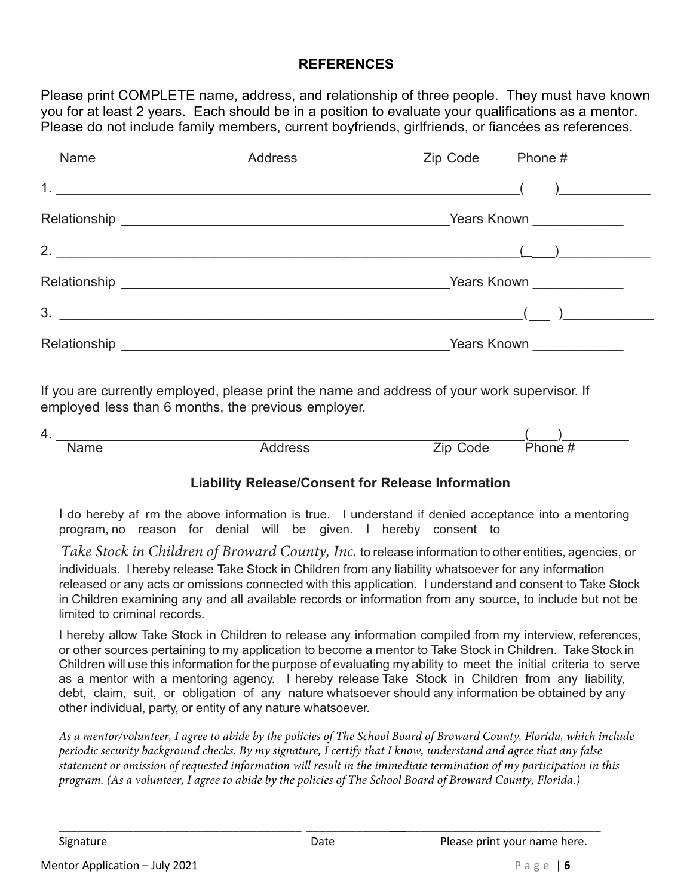## REFERENCES

Please print COMPLETE name, address, and relationship of three people. They must have known you for at least 2 years. Each should be in a position to evaluate your qualifications as a mentor. Please do not include family members, current boyfriends, girlfriends, or fiancées as references.

Name Address Zip Code Phone #

1. ______________________________________________________________(____)____________

Relationship ____________________________________________Years Known ____________

2. ______________________________________________________________(____)____________

Relationship ____________________________________________Years Known ____________

3. ______________________________________________________________(____)____________

Relationship ____________________________________________Years Known ____________

If you are currently employed, please print the name and address of your work supervisor. If employed less than 6 months, the previous employer.

4. ______________________________________________________________(____)__________

Name Address Zip Code Phone #

### Liability Release/Consent for Release Information

I do hereby af rm the above information is true. I understand if denied acceptance into a mentoring program, no reason for denial will be given. I hereby consent to *Take Stock in Children of Broward County, Inc.* to release information to other entities, agencies, or individuals. I hereby release Take Stock in Children from any liability whatsoever for any information released or any acts or omissions connected with this application. I understand and consent to Take Stock in Children examining any and all available records or information from any source, to include but not be limited to criminal records.

I hereby allow Take Stock in Children to release any information compiled from my interview, references, or other sources pertaining to my application to become a mentor to Take Stock in Children. Take Stock in Children will use this information for the purpose of evaluating my ability to meet the initial criteria to serve as a mentor with a mentoring agency. I hereby release Take Stock in Children from any liability, debt, claim, suit, or obligation of any nature whatsoever should any information be obtained by any other individual, party, or entity of any nature whatsoever.

*As a mentor/volunteer, I agree to abide by the policies of The School Board of Broward County, Florida, which include periodic security background checks. By my signature, I certify that I know, understand and agree that any false statement or omission of requested information will result in the immediate termination of my participation in this program. (As a volunteer, I agree to abide by the policies of The School Board of Broward County, Florida.)*

______________________________________ ______________________________________________

Signature Date Please print your name here.

Mentor Application – July 2021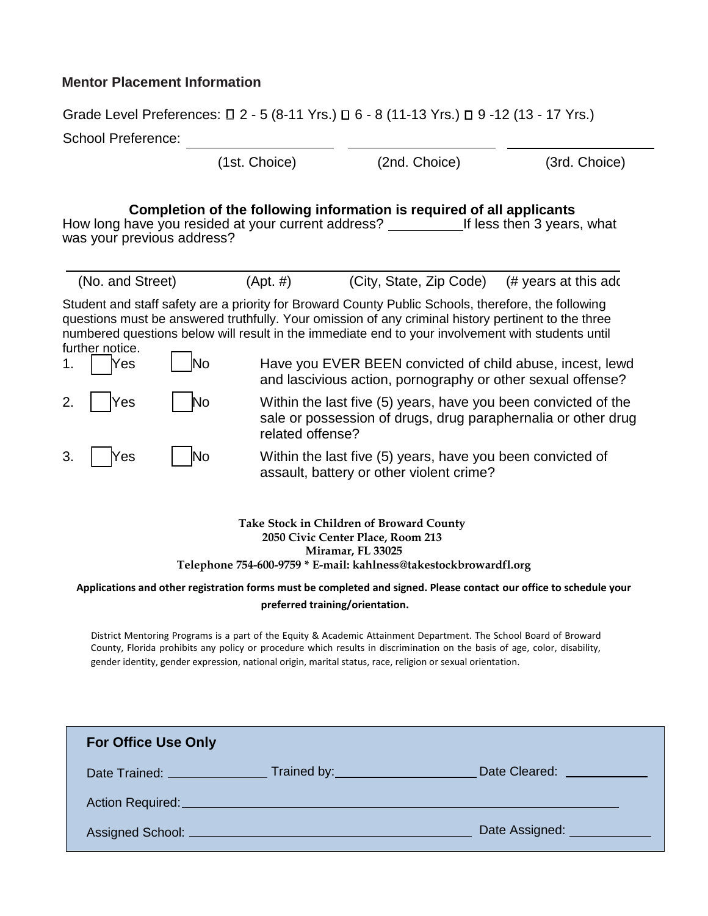## Mentor Placement Information

Grade Level Preferences: ☐ 2 - 5 (8-11 Yrs.) ☐ 6 - 8 (11-13 Yrs.) ☐ 9 -12 (13 - 17 Yrs.)

School Preference: ____________________ ____________________ ____________________

(1st. Choice) (2nd. Choice) (3rd. Choice)

**Completion of the following information is required of all applicants**

How long have you resided at your current address? __________ If less then 3 years, what was your previous address?

______________________________________________________________________

(No. and Street) (Apt. #) (City, State, Zip Code) (# years at this add

Student and staff safety are a priority for Broward County Public Schools, therefore, the following questions must be answered truthfully. Your omission of any criminal history pertinent to the three numbered questions below will result in the immediate end to your involvement with students until further notice.

1. ☐ Yes ☐ No — Have you EVER BEEN convicted of child abuse, incest, lewd and lascivious action, pornography or other sexual offense?
2. ☐ Yes ☐ No — Within the last five (5) years, have you been convicted of the sale or possession of drugs, drug paraphernalia or other drug related offense?
3. ☐ Yes ☐ No — Within the last five (5) years, have you been convicted of assault, battery or other violent crime?

**Take Stock in Children of Broward County**
**2050 Civic Center Place, Room 213**
**Miramar, FL 33025**
**Telephone 754-600-9759 * E-mail: kahlness@takestockbrowardfl.org**

**Applications and other registration forms must be completed and signed. Please contact our office to schedule your preferred training/orientation.**

District Mentoring Programs is a part of the Equity & Academic Attainment Department. The School Board of Broward County, Florida prohibits any policy or procedure which results in discrimination on the basis of age, color, disability, gender identity, gender expression, national origin, marital status, race, religion or sexual orientation.

**For Office Use Only**

Date Trained: ______________ Trained by: ____________________ Date Cleared: ____________

Action Required: ______________________________________________________________

Assigned School: ________________________________________ Date Assigned: ____________